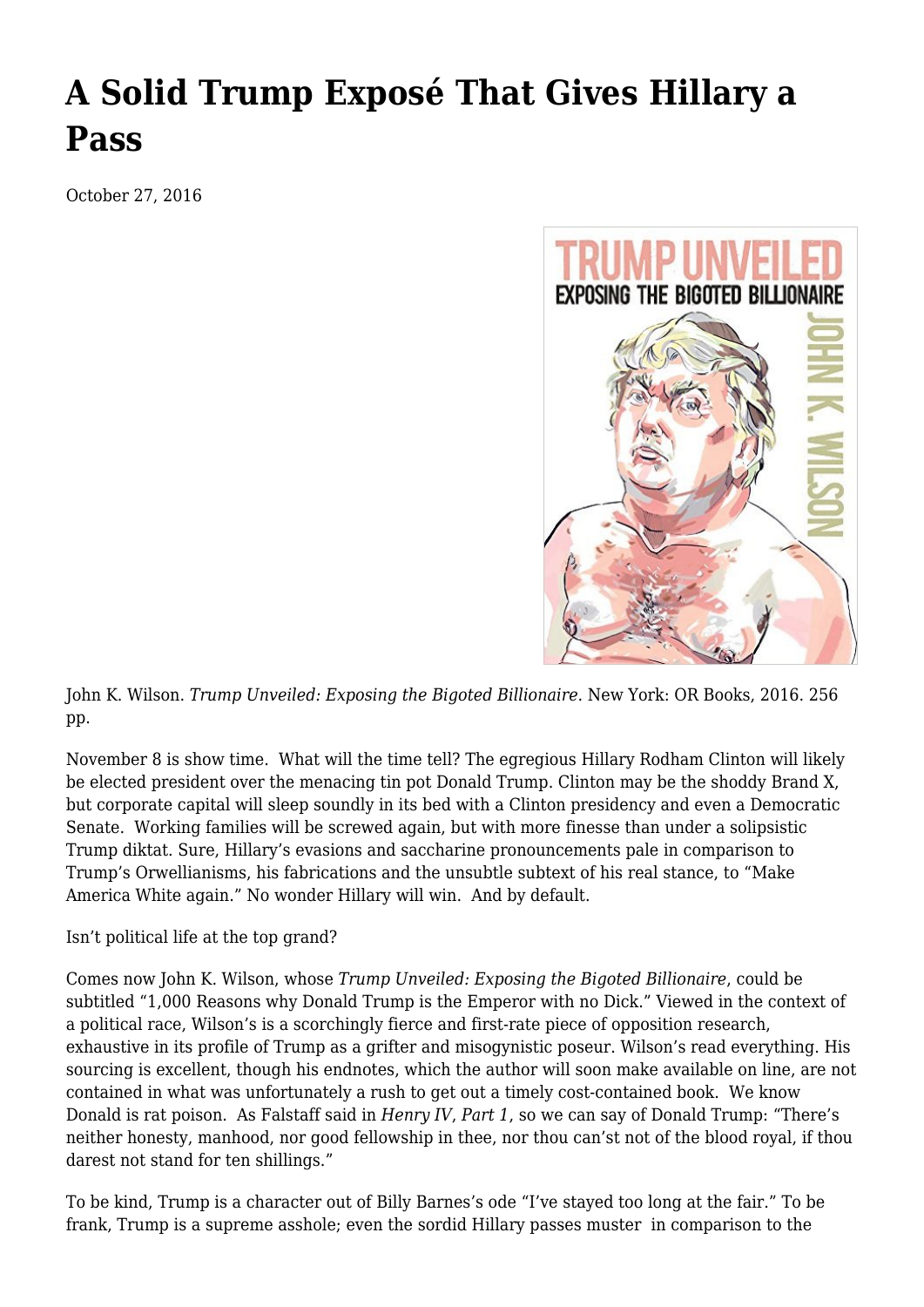# A Solid Trump Exposé That Gives Hillary a Pass

October 27, 2016

John K. Wilson. *Trump Unveiled: Exposing the Bigoted Billionaire*. New York: OR Books, 2016. 256 pp.

November 8 is show time. What will the time tell? The egregious Hillary Rodham Clinton will likely be elected president over the menacing tin pot Donald Trump. Clinton may be the shoddy Brand X, but corporate capital will sleep soundly in its bed with a Clinton presidency and even a Democratic Senate. Working families will be screwed again, but with more finesse than under a solipsistic Trump diktat. Sure, Hillary's evasions and saccharine pronouncements pale in comparison to Trump's Orwellianisms, his fabrications and the unsubtle subtext of his real stance, to "Make America White again." No wonder Hillary will win. And by default.

Isn't political life at the top grand?

Comes now John K. Wilson, whose *Trump Unveiled: Exposing the Bigoted Billionaire*, could be subtitled "1,000 Reasons why Donald Trump is the Emperor with no Dick." Viewed in the context of a political race, Wilson's is a scorchingly fierce and first-rate piece of opposition research, exhaustive in its profile of Trump as a grifter and misogynistic poseur. Wilson's read everything. His sourcing is excellent, though his endnotes, which the author will soon make available on line, are not contained in what was unfortunately a rush to get out a timely cost-contained book. We know Donald is rat poison. As Falstaff said in *Henry IV, Part 1*, so we can say of Donald Trump: "There's neither honesty, manhood, nor good fellowship in thee, nor thou can'st not of the blood royal, if thou darest not stand for ten shillings."

To be kind, Trump is a character out of Billy Barnes's ode "I've stayed too long at the fair." To be frank, Trump is a supreme asshole; even the sordid Hillary passes muster in comparison to the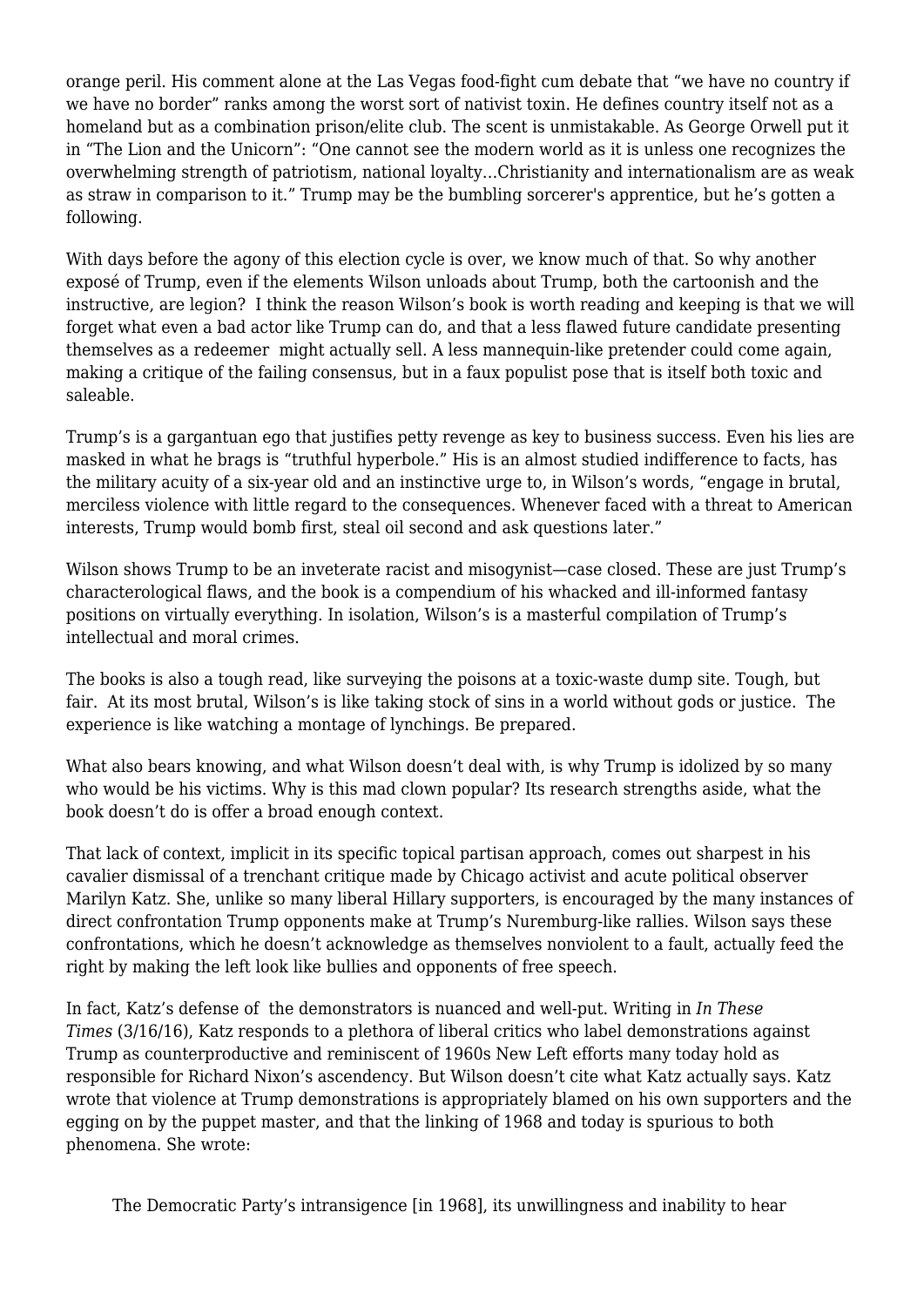orange peril. His comment alone at the Las Vegas food-fight cum debate that "we have no country if we have no border" ranks among the worst sort of nativist toxin. He defines country itself not as a homeland but as a combination prison/elite club. The scent is unmistakable. As George Orwell put it in "The Lion and the Unicorn": "One cannot see the modern world as it is unless one recognizes the overwhelming strength of patriotism, national loyalty…Christianity and internationalism are as weak as straw in comparison to it." Trump may be the bumbling sorcerer's apprentice, but he's gotten a following.

With days before the agony of this election cycle is over, we know much of that. So why another exposé of Trump, even if the elements Wilson unloads about Trump, both the cartoonish and the instructive, are legion? I think the reason Wilson's book is worth reading and keeping is that we will forget what even a bad actor like Trump can do, and that a less flawed future candidate presenting themselves as a redeemer might actually sell. A less mannequin-like pretender could come again, making a critique of the failing consensus, but in a faux populist pose that is itself both toxic and saleable.

Trump's is a gargantuan ego that justifies petty revenge as key to business success. Even his lies are masked in what he brags is "truthful hyperbole." His is an almost studied indifference to facts, has the military acuity of a six-year old and an instinctive urge to, in Wilson's words, "engage in brutal, merciless violence with little regard to the consequences. Whenever faced with a threat to American interests, Trump would bomb first, steal oil second and ask questions later."

Wilson shows Trump to be an inveterate racist and misogynist—case closed. These are just Trump's characterological flaws, and the book is a compendium of his whacked and ill-informed fantasy positions on virtually everything. In isolation, Wilson's is a masterful compilation of Trump's intellectual and moral crimes.

The books is also a tough read, like surveying the poisons at a toxic-waste dump site. Tough, but fair. At its most brutal, Wilson's is like taking stock of sins in a world without gods or justice. The experience is like watching a montage of lynchings. Be prepared.

What also bears knowing, and what Wilson doesn't deal with, is why Trump is idolized by so many who would be his victims. Why is this mad clown popular? Its research strengths aside, what the book doesn't do is offer a broad enough context.

That lack of context, implicit in its specific topical partisan approach, comes out sharpest in his cavalier dismissal of a trenchant critique made by Chicago activist and acute political observer Marilyn Katz. She, unlike so many liberal Hillary supporters, is encouraged by the many instances of direct confrontation Trump opponents make at Trump's Nuremburg-like rallies. Wilson says these confrontations, which he doesn't acknowledge as themselves nonviolent to a fault, actually feed the right by making the left look like bullies and opponents of free speech.

In fact, Katz's defense of the demonstrators is nuanced and well-put. Writing in *In These Times* (3/16/16), Katz responds to a plethora of liberal critics who label demonstrations against Trump as counterproductive and reminiscent of 1960s New Left efforts many today hold as responsible for Richard Nixon's ascendency. But Wilson doesn't cite what Katz actually says. Katz wrote that violence at Trump demonstrations is appropriately blamed on his own supporters and the egging on by the puppet master, and that the linking of 1968 and today is spurious to both phenomena. She wrote:

> The Democratic Party's intransigence [in 1968], its unwillingness and inability to hear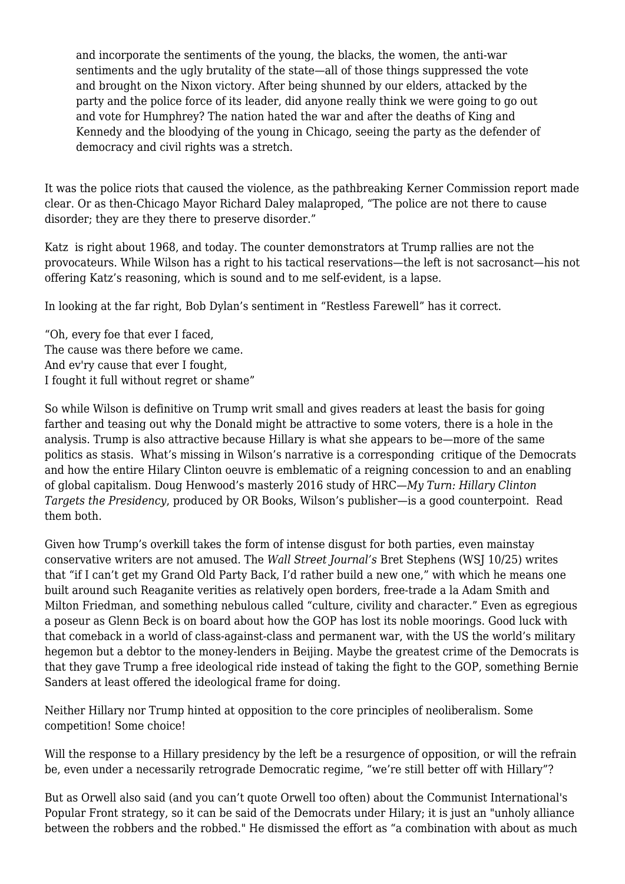> and incorporate the sentiments of the young, the blacks, the women, the anti-war sentiments and the ugly brutality of the state—all of those things suppressed the vote and brought on the Nixon victory. After being shunned by our elders, attacked by the party and the police force of its leader, did anyone really think we were going to go out and vote for Humphrey? The nation hated the war and after the deaths of King and Kennedy and the bloodying of the young in Chicago, seeing the party as the defender of democracy and civil rights was a stretch.

It was the police riots that caused the violence, as the pathbreaking Kerner Commission report made clear. Or as then-Chicago Mayor Richard Daley malaproped, "The police are not there to cause disorder; they are they there to preserve disorder."

Katz is right about 1968, and today. The counter demonstrators at Trump rallies are not the provocateurs. While Wilson has a right to his tactical reservations—the left is not sacrosanct—his not offering Katz's reasoning, which is sound and to me self-evident, is a lapse.

In looking at the far right, Bob Dylan's sentiment in "Restless Farewell" has it correct.

"Oh, every foe that ever I faced,
The cause was there before we came.
And ev'ry cause that ever I fought,
I fought it full without regret or shame"

So while Wilson is definitive on Trump writ small and gives readers at least the basis for going farther and teasing out why the Donald might be attractive to some voters, there is a hole in the analysis. Trump is also attractive because Hillary is what she appears to be—more of the same politics as stasis. What's missing in Wilson's narrative is a corresponding critique of the Democrats and how the entire Hilary Clinton oeuvre is emblematic of a reigning concession to and an enabling of global capitalism. Doug Henwood's masterly 2016 study of HRC—*My Turn: Hillary Clinton Targets the Presidency*, produced by OR Books, Wilson's publisher—is a good counterpoint. Read them both.

Given how Trump's overkill takes the form of intense disgust for both parties, even mainstay conservative writers are not amused. The *Wall Street Journal's* Bret Stephens (WSJ 10/25) writes that "if I can't get my Grand Old Party Back, I'd rather build a new one," with which he means one built around such Reaganite verities as relatively open borders, free-trade a la Adam Smith and Milton Friedman, and something nebulous called "culture, civility and character." Even as egregious a poseur as Glenn Beck is on board about how the GOP has lost its noble moorings. Good luck with that comeback in a world of class-against-class and permanent war, with the US the world's military hegemon but a debtor to the money-lenders in Beijing. Maybe the greatest crime of the Democrats is that they gave Trump a free ideological ride instead of taking the fight to the GOP, something Bernie Sanders at least offered the ideological frame for doing.

Neither Hillary nor Trump hinted at opposition to the core principles of neoliberalism. Some competition! Some choice!

Will the response to a Hillary presidency by the left be a resurgence of opposition, or will the refrain be, even under a necessarily retrograde Democratic regime, "we're still better off with Hillary"?

But as Orwell also said (and you can't quote Orwell too often) about the Communist International's Popular Front strategy, so it can be said of the Democrats under Hilary; it is just an "unholy alliance between the robbers and the robbed." He dismissed the effort as "a combination with about as much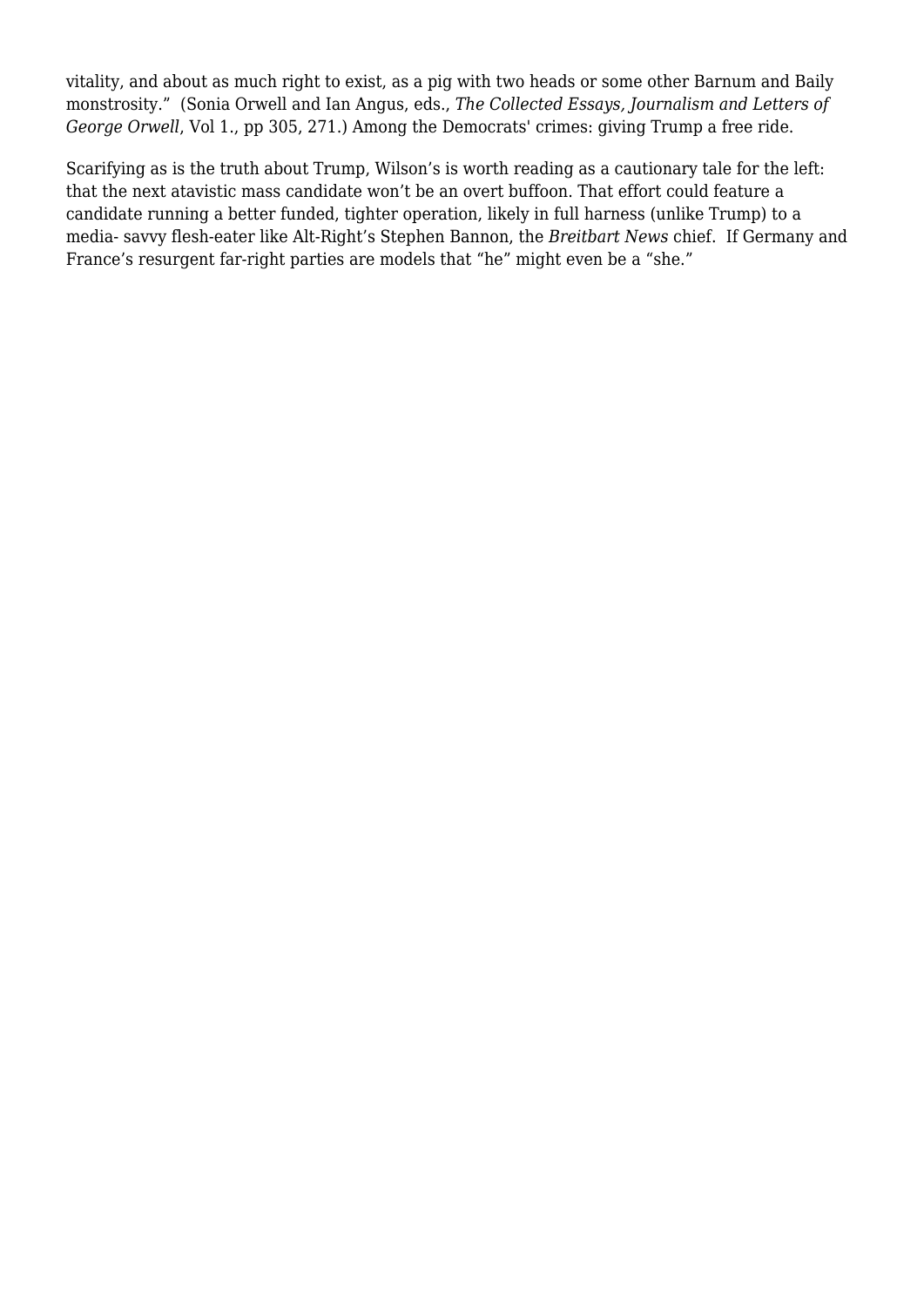vitality, and about as much right to exist, as a pig with two heads or some other Barnum and Baily monstrosity." (Sonia Orwell and Ian Angus, eds., *The Collected Essays, Journalism and Letters of George Orwell*, Vol 1., pp 305, 271.) Among the Democrats' crimes: giving Trump a free ride.

Scarifying as is the truth about Trump, Wilson's is worth reading as a cautionary tale for the left: that the next atavistic mass candidate won't be an overt buffoon. That effort could feature a candidate running a better funded, tighter operation, likely in full harness (unlike Trump) to a media- savvy flesh-eater like Alt-Right's Stephen Bannon, the *Breitbart News* chief. If Germany and France's resurgent far-right parties are models that "he" might even be a "she."